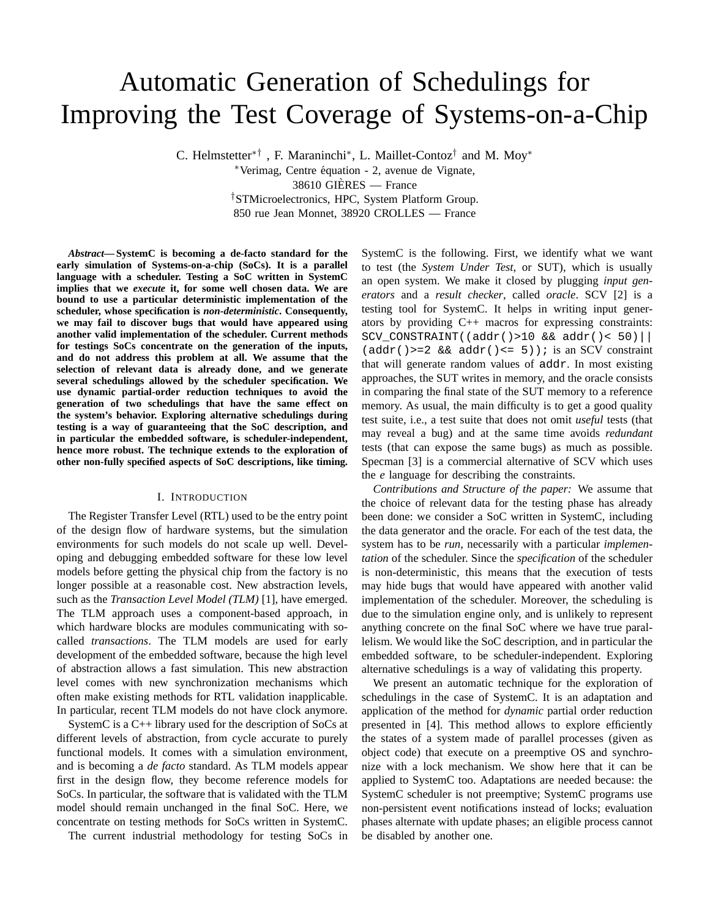# Automatic Generation of Schedulings for Improving the Test Coverage of Systems-on-a-Chip

C. Helmstetter*† , F. Maraninchi*, L. Maillet-Contoz† and M. Moy*

*Verimag, Centre équation - 2, avenue de Vignate, 38610 GIÈRES — France

†STMicroelectronics, HPC, System Platform Group. 850 rue Jean Monnet, 38920 CROLLES — France

***Abstract*— SystemC is becoming a de-facto standard for the early simulation of Systems-on-a-chip (SoCs). It is a parallel language with a scheduler. Testing a SoC written in SystemC implies that we *execute* it, for some well chosen data. We are bound to use a particular deterministic implementation of the scheduler, whose specification is *non-deterministic*. Consequently, we may fail to discover bugs that would have appeared using another valid implementation of the scheduler. Current methods for testings SoCs concentrate on the generation of the inputs, and do not address this problem at all. We assume that the selection of relevant data is already done, and we generate several schedulings allowed by the scheduler specification. We use dynamic partial-order reduction techniques to avoid the generation of two schedulings that have the same effect on the system's behavior. Exploring alternative schedulings during testing is a way of guaranteeing that the SoC description, and in particular the embedded software, is scheduler-independent, hence more robust. The technique extends to the exploration of other non-fully specified aspects of SoC descriptions, like timing.**

## I. Introduction

The Register Transfer Level (RTL) used to be the entry point of the design flow of hardware systems, but the simulation environments for such models do not scale up well. Developing and debugging embedded software for these low level models before getting the physical chip from the factory is no longer possible at a reasonable cost. New abstraction levels, such as the *Transaction Level Model (TLM)* [1], have emerged. The TLM approach uses a component-based approach, in which hardware blocks are modules communicating with so-called *transactions*. The TLM models are used for early development of the embedded software, because the high level of abstraction allows a fast simulation. This new abstraction level comes with new synchronization mechanisms which often make existing methods for RTL validation inapplicable. In particular, recent TLM models do not have clock anymore.

SystemC is a C++ library used for the description of SoCs at different levels of abstraction, from cycle accurate to purely functional models. It comes with a simulation environment, and is becoming a *de facto* standard. As TLM models appear first in the design flow, they become reference models for SoCs. In particular, the software that is validated with the TLM model should remain unchanged in the final SoC. Here, we concentrate on testing methods for SoCs written in SystemC.

The current industrial methodology for testing SoCs in SystemC is the following. First, we identify what we want to test (the *System Under Test*, or SUT), which is usually an open system. We make it closed by plugging *input generators* and a *result checker*, called *oracle*. SCV [2] is a testing tool for SystemC. It helps in writing input generators by providing C++ macros for expressing constraints: `SCV_CONSTRAINT((addr()>10 && addr()< 50)|| (addr()>=2 && addr()<= 5));` is an SCV constraint that will generate random values of `addr`. In most existing approaches, the SUT writes in memory, and the oracle consists in comparing the final state of the SUT memory to a reference memory. As usual, the main difficulty is to get a good quality test suite, i.e., a test suite that does not omit *useful* tests (that may reveal a bug) and at the same time avoids *redundant* tests (that can expose the same bugs) as much as possible. Specman [3] is a commercial alternative of SCV which uses the *e* language for describing the constraints.

*Contributions and Structure of the paper:* We assume that the choice of relevant data for the testing phase has already been done: we consider a SoC written in SystemC, including the data generator and the oracle. For each of the test data, the system has to be *run*, necessarily with a particular *implementation* of the scheduler. Since the *specification* of the scheduler is non-deterministic, this means that the execution of tests may hide bugs that would have appeared with another valid implementation of the scheduler. Moreover, the scheduling is due to the simulation engine only, and is unlikely to represent anything concrete on the final SoC where we have true parallelism. We would like the SoC description, and in particular the embedded software, to be scheduler-independent. Exploring alternative schedulings is a way of validating this property.

We present an automatic technique for the exploration of schedulings in the case of SystemC. It is an adaptation and application of the method for *dynamic* partial order reduction presented in [4]. This method allows to explore efficiently the states of a system made of parallel processes (given as object code) that execute on a preemptive OS and synchronize with a lock mechanism. We show here that it can be applied to SystemC too. Adaptations are needed because: the SystemC scheduler is not preemptive; SystemC programs use non-persistent event notifications instead of locks; evaluation phases alternate with update phases; an eligible process cannot be disabled by another one.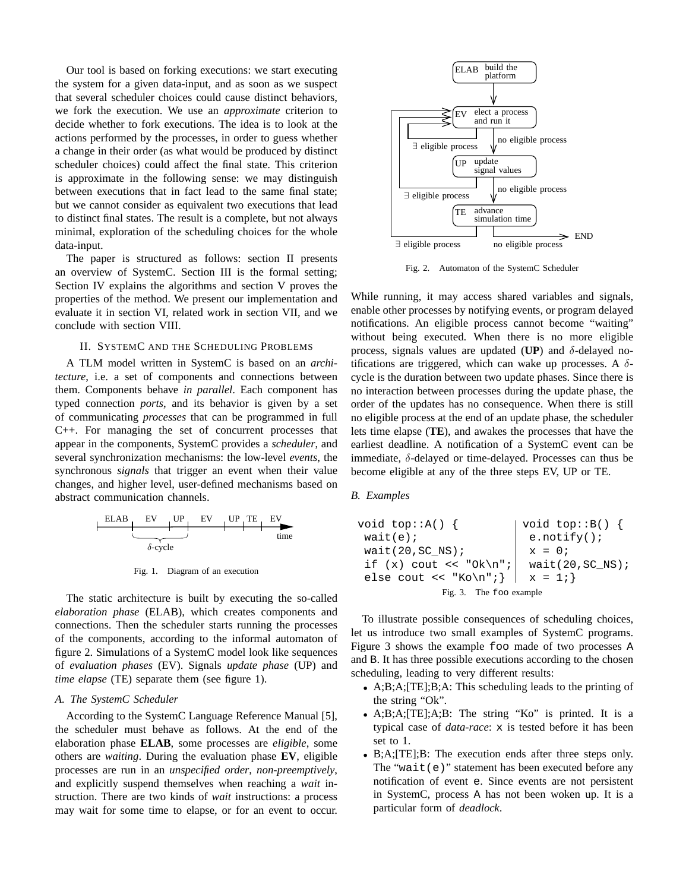Our tool is based on forking executions: we start executing the system for a given data-input, and as soon as we suspect that several scheduler choices could cause distinct behaviors, we fork the execution. We use an *approximate* criterion to decide whether to fork executions. The idea is to look at the actions performed by the processes, in order to guess whether a change in their order (as what would be produced by distinct scheduler choices) could affect the final state. This criterion is approximate in the following sense: we may distinguish between executions that in fact lead to the same final state; but we cannot consider as equivalent two executions that lead to distinct final states. The result is a complete, but not always minimal, exploration of the scheduling choices for the whole data-input.

The paper is structured as follows: section II presents an overview of SystemC. Section III is the formal setting; Section IV explains the algorithms and section V proves the properties of the method. We present our implementation and evaluate it in section VI, related work in section VII, and we conclude with section VIII.

## II. SystemC and the Scheduling Problems

A TLM model written in SystemC is based on an *architecture*, i.e. a set of components and connections between them. Components behave *in parallel*. Each component has typed connection *ports*, and its behavior is given by a set of communicating *processes* that can be programmed in full C++. For managing the set of concurrent processes that appear in the components, SystemC provides a *scheduler*, and several synchronization mechanisms: the low-level *events*, the synchronous *signals* that trigger an event when their value changes, and higher level, user-defined mechanisms based on abstract communication channels.

ELAB | EV | UP | EV | UP | TE | EV → time ($\delta$-cycle)

Fig. 1. Diagram of an execution

The static architecture is built by executing the so-called *elaboration phase* (ELAB), which creates components and connections. Then the scheduler starts running the processes of the components, according to the informal automaton of figure 2. Simulations of a SystemC model look like sequences of *evaluation phases* (EV). Signals *update phase* (UP) and *time elapse* (TE) separate them (see figure 1).

### A. The SystemC Scheduler

According to the SystemC Language Reference Manual [5], the scheduler must behave as follows. At the end of the elaboration phase **ELAB**, some processes are *eligible*, some others are *waiting*. During the evaluation phase **EV**, eligible processes are run in an *unspecified order*, *non-preemptively*, and explicitly suspend themselves when reaching a *wait* instruction. There are two kinds of *wait* instructions: a process may wait for some time to elapse, or for an event to occur.

ELAB: build the platform → EV: elect a process and run it (∃ eligible process: loop to EV; no eligible process →) UP: update signal values (∃ eligible process → EV; no eligible process →) TE: advance simulation time (∃ eligible process → EV; no eligible process → END)

Fig. 2. Automaton of the SystemC Scheduler

While running, it may access shared variables and signals, enable other processes by notifying events, or program delayed notifications. An eligible process cannot become "waiting" without being executed. When there is no more eligible process, signals values are updated (**UP**) and $\delta$-delayed notifications are triggered, which can wake up processes. A $\delta$-cycle is the duration between two update phases. Since there is no interaction between processes during the update phase, the order of the updates has no consequence. When there is still no eligible process at the end of an update phase, the scheduler lets time elapse (**TE**), and awakes the processes that have the earliest deadline. A notification of a SystemC event can be immediate, $\delta$-delayed or time-delayed. Processes can thus be become eligible at any of the three steps EV, UP or TE.

### B. Examples

```
void top::A() {              void top::B() {
 wait(e);                      e.notify();
 wait(20,SC_NS);               x = 0;
 if (x) cout << "Ok\n";        wait(20,SC_NS);
 else cout << "Ko\n";}         x = 1;}
```

Fig. 3. The foo example

To illustrate possible consequences of scheduling choices, let us introduce two small examples of SystemC programs. Figure 3 shows the example `foo` made of two processes `A` and `B`. It has three possible executions according to the chosen scheduling, leading to very different results:

- A;B;A;[TE];B;A: This scheduling leads to the printing of the string "Ok".
- A;B;A;[TE];A;B: The string "Ko" is printed. It is a typical case of *data-race*: `x` is tested before it has been set to 1.
- B;A;[TE];B: The execution ends after three steps only. The "`wait(e)`" statement has been executed before any notification of event `e`. Since events are not persistent in SystemC, process `A` has not been woken up. It is a particular form of *deadlock*.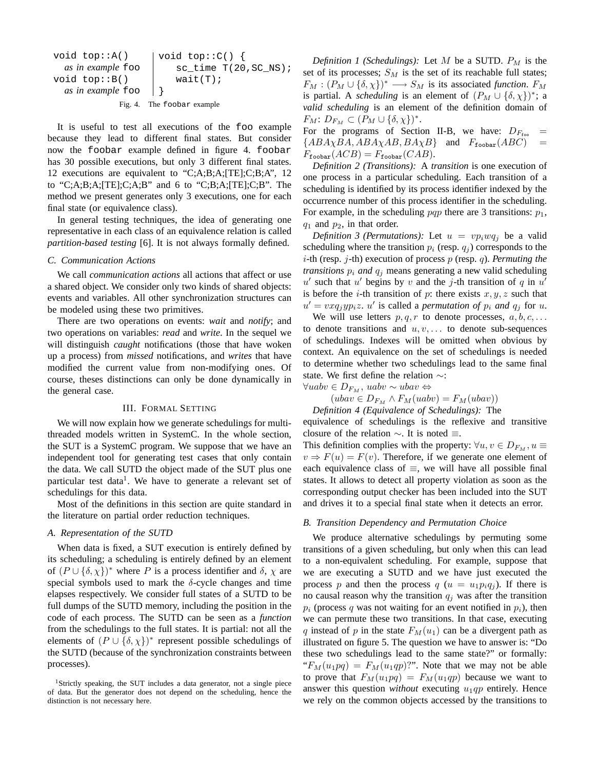```
void top::A()             void top::C() {
  as in example foo         sc_time T(20,SC_NS);
void top::B()               wait(T);
  as in example foo       }
```

Fig. 4. The `foobar` example

It is useful to test all executions of the `foo` example because they lead to different final states. But consider now the `foobar` example defined in figure 4. `foobar` has 30 possible executions, but only 3 different final states. 12 executions are equivalent to "C;A;B;A;[TE];C;B;A", 12 to "C;A;B;A;[TE];C;A;B" and 6 to "C;B;A;[TE];C;B". The method we present generates only 3 executions, one for each final state (or equivalence class).

In general testing techniques, the idea of generating one representative in each class of an equivalence relation is called *partition-based testing* [6]. It is not always formally defined.

### C. Communication Actions

We call *communication actions* all actions that affect or use a shared object. We consider only two kinds of shared objects: events and variables. All other synchronization structures can be modeled using these two primitives.

There are two operations on events: *wait* and *notify*; and two operations on variables: *read* and *write*. In the sequel we will distinguish *caught* notifications (those that have woken up a process) from *missed* notifications, and *writes* that have modified the current value from non-modifying ones. Of course, theses distinctions can only be done dynamically in the general case.

## III. Formal Setting

We will now explain how we generate schedulings for multi-threaded models written in SystemC. In the whole section, the SUT is a SystemC program. We suppose that we have an independent tool for generating test cases that only contain the data. We call SUTD the object made of the SUT plus one particular test data[1]. We have to generate a relevant set of schedulings for this data.

Most of the definitions in this section are quite standard in the literature on partial order reduction techniques.

### A. Representation of the SUTD

When data is fixed, a SUT execution is entirely defined by its scheduling; a scheduling is entirely defined by an element of $(P \cup \{\delta, \chi\})^*$ where $P$ is a process identifier and $\delta$, $\chi$ are special symbols used to mark the $\delta$-cycle changes and time elapses respectively. We consider full states of a SUTD to be full dumps of the SUTD memory, including the position in the code of each process. The SUTD can be seen as a *function* from the schedulings to the full states. It is partial: not all the elements of $(P \cup \{\delta, \chi\})^*$ represent possible schedulings of the SUTD (because of the synchronization constraints between processes).

[1]Strictly speaking, the SUT includes a data generator, not a single piece of data. But the generator does not depend on the scheduling, hence the distinction is not necessary here.

*Definition 1 (Schedulings):* Let $M$ be a SUTD. $P_M$ is the set of its processes; $S_M$ is the set of its reachable full states; $F_M : (P_M \cup \{\delta, \chi\})^* \longrightarrow S_M$ is its associated *function*. $F_M$ is partial. A *scheduling* is an element of $(P_M \cup \{\delta, \chi\})^*$; a *valid scheduling* is an element of the definition domain of $F_M$: $D_{F_M} \subset (P_M \cup \{\delta, \chi\})^*$.

For the programs of Section II-B, we have: $D_{F_{\texttt{foo}}} = \{ABA\chi BA, ABA\chi AB, BA\chi B\}$ and $F_{\texttt{foobar}}(ABC) = F_{\texttt{foobar}}(ACB) = F_{\texttt{foobar}}(CAB)$.

*Definition 2 (Transitions):* A *transition* is one execution of one process in a particular scheduling. Each transition of a scheduling is identified by its process identifier indexed by the occurrence number of this process identifier in the scheduling. For example, in the scheduling $pqp$ there are 3 transitions: $p_1$, $q_1$ and $p_2$, in that order.

*Definition 3 (Permutations):* Let $u = vp_iwq_j$ be a valid scheduling where the transition $p_i$ (resp. $q_j$) corresponds to the $i$-th (resp. $j$-th) execution of process $p$ (resp. $q$). *Permuting the transitions* $p_i$ *and* $q_j$ means generating a new valid scheduling $u'$ such that $u'$ begins by $v$ and the $j$-th transition of $q$ in $u'$ is before the $i$-th transition of $p$: there exists $x, y, z$ such that $u' = vxq_jyp_iz$. $u'$ is called a *permutation of* $p_i$ *and* $q_j$ for $u$.

We will use letters $p, q, r$ to denote processes, $a, b, c, \ldots$ to denote transitions and $u, v, \ldots$ to denote sub-sequences of schedulings. Indexes will be omitted when obvious by context. An equivalence on the set of schedulings is needed to determine whether two schedulings lead to the same final state. We first define the relation $\sim$:

$$\forall uabv \in D_{F_M},\ uabv \sim ubav \Leftrightarrow$$
$$(ubav \in D_{F_M} \wedge F_M(uabv) = F_M(ubav))$$

*Definition 4 (Equivalence of Schedulings):* The equivalence of schedulings is the reflexive and transitive closure of the relation $\sim$. It is noted $\equiv$.

This definition complies with the property: $\forall u, v \in D_{F_M}, u \equiv v \Rightarrow F(u) = F(v)$. Therefore, if we generate one element of each equivalence class of $\equiv$, we will have all possible final states. It allows to detect all property violation as soon as the corresponding output checker has been included into the SUT and drives it to a special final state when it detects an error.

### B. Transition Dependency and Permutation Choice

We produce alternative schedulings by permuting some transitions of a given scheduling, but only when this can lead to a non-equivalent scheduling. For example, suppose that we are executing a SUTD and we have just executed the process $p$ and then the process $q$ ($u = u_1p_iq_j$). If there is no causal reason why the transition $q_j$ was after the transition $p_i$ (process $q$ was not waiting for an event notified in $p_i$), then we can permute these two transitions. In that case, executing $q$ instead of $p$ in the state $F_M(u_1)$ can be a divergent path as illustrated on figure 5. The question we have to answer is: "Do these two schedulings lead to the same state?" or formally: "$F_M(u_1pq) = F_M(u_1qp)$?". Note that we may not be able to prove that $F_M(u_1pq) = F_M(u_1qp)$ because we want to answer this question *without* executing $u_1qp$ entirely. Hence we rely on the common objects accessed by the transitions to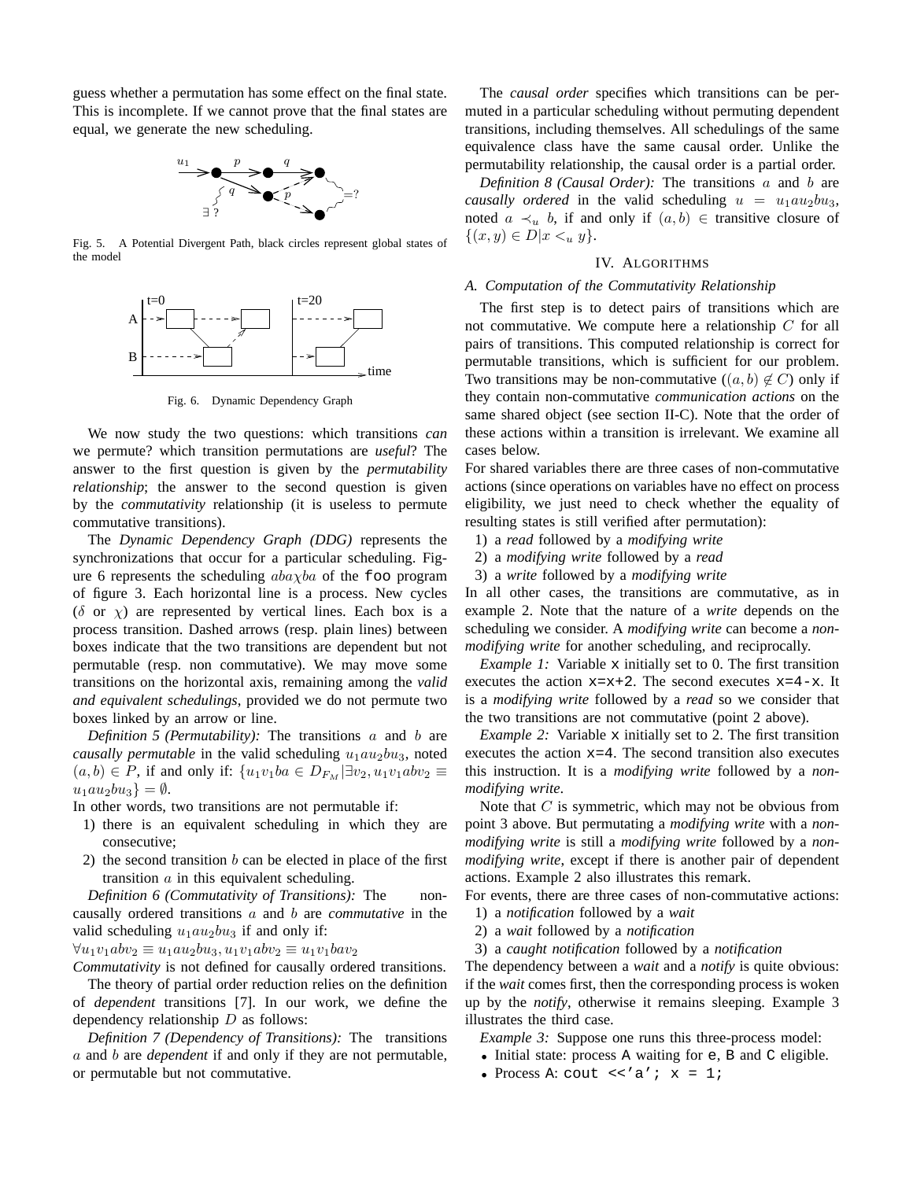guess whether a permutation has some effect on the final state. This is incomplete. If we cannot prove that the final states are equal, we generate the new scheduling.

Fig. 5. A Potential Divergent Path, black circles represent global states of the model

Fig. 6. Dynamic Dependency Graph

We now study the two questions: which transitions *can* we permute? which transition permutations are *useful*? The answer to the first question is given by the *permutability relationship*; the answer to the second question is given by the *commutativity* relationship (it is useless to permute commutative transitions).

The *Dynamic Dependency Graph (DDG)* represents the synchronizations that occur for a particular scheduling. Figure 6 represents the scheduling $aba\chi ba$ of the `foo` program of figure 3. Each horizontal line is a process. New cycles ($\delta$ or $\chi$) are represented by vertical lines. Each box is a process transition. Dashed arrows (resp. plain lines) between boxes indicate that the two transitions are dependent but not permutable (resp. non commutative). We may move some transitions on the horizontal axis, remaining among the *valid and equivalent schedulings*, provided we do not permute two boxes linked by an arrow or line.

*Definition 5 (Permutability):* The transitions $a$ and $b$ are *causally permutable* in the valid scheduling $u_1au_2bu_3$, noted $(a,b) \in P$, if and only if: $\{u_1v_1ba \in D_{F_M} | \exists v_2, u_1v_1abv_2 \equiv u_1au_2bu_3\} = \emptyset$.

In other words, two transitions are not permutable if:

1) there is an equivalent scheduling in which they are consecutive;
2) the second transition $b$ can be elected in place of the first transition $a$ in this equivalent scheduling.

*Definition 6 (Commutativity of Transitions):* The non-causally ordered transitions $a$ and $b$ are *commutative* in the valid scheduling $u_1au_2bu_3$ if and only if:

$\forall u_1v_1abv_2 \equiv u_1au_2bu_3, u_1v_1abv_2 \equiv u_1v_1bav_2$

*Commutativity* is not defined for causally ordered transitions.

The theory of partial order reduction relies on the definition of *dependent* transitions [7]. In our work, we define the dependency relationship $D$ as follows:

*Definition 7 (Dependency of Transitions):* The transitions $a$ and $b$ are *dependent* if and only if they are not permutable, or permutable but not commutative.

The *causal order* specifies which transitions can be permuted in a particular scheduling without permuting dependent transitions, including themselves. All schedulings of the same equivalence class have the same causal order. Unlike the permutability relationship, the causal order is a partial order.

*Definition 8 (Causal Order):* The transitions $a$ and $b$ are *causally ordered* in the valid scheduling $u = u_1au_2bu_3$, noted $a \prec_u b$, if and only if $(a,b) \in$ transitive closure of $\{(x,y) \in D | x <_u y\}$.

## IV. Algorithms

### A. Computation of the Commutativity Relationship

The first step is to detect pairs of transitions which are not commutative. We compute here a relationship $C$ for all pairs of transitions. This computed relationship is correct for permutable transitions, which is sufficient for our problem. Two transitions may be non-commutative ($(a,b) \notin C$) only if they contain non-commutative *communication actions* on the same shared object (see section II-C). Note that the order of these actions within a transition is irrelevant. We examine all cases below.

For shared variables there are three cases of non-commutative actions (since operations on variables have no effect on process eligibility, we just need to check whether the equality of resulting states is still verified after permutation):

1) a *read* followed by a *modifying write*
2) a *modifying write* followed by a *read*
3) a *write* followed by a *modifying write*

In all other cases, the transitions are commutative, as in example 2. Note that the nature of a *write* depends on the scheduling we consider. A *modifying write* can become a *non-modifying write* for another scheduling, and reciprocally.

*Example 1:* Variable `x` initially set to 0. The first transition executes the action `x=x+2`. The second executes `x=4-x`. It is a *modifying write* followed by a *read* so we consider that the two transitions are not commutative (point 2 above).

*Example 2:* Variable `x` initially set to 2. The first transition executes the action `x=4`. The second transition also executes this instruction. It is a *modifying write* followed by a *non-modifying write*.

Note that $C$ is symmetric, which may not be obvious from point 3 above. But permutating a *modifying write* with a *non-modifying write* is still a *modifying write* followed by a *non-modifying write*, except if there is another pair of dependent actions. Example 2 also illustrates this remark.

For events, there are three cases of non-commutative actions:

1) a *notification* followed by a *wait*
2) a *wait* followed by a *notification*
3) a *caught notification* followed by a *notification*

The dependency between a *wait* and a *notify* is quite obvious: if the *wait* comes first, then the corresponding process is woken up by the *notify*, otherwise it remains sleeping. Example 3 illustrates the third case.

*Example 3:* Suppose one runs this three-process model:

- Initial state: process A waiting for `e`, B and C eligible.
- Process A: `cout <<'a'; x = 1;`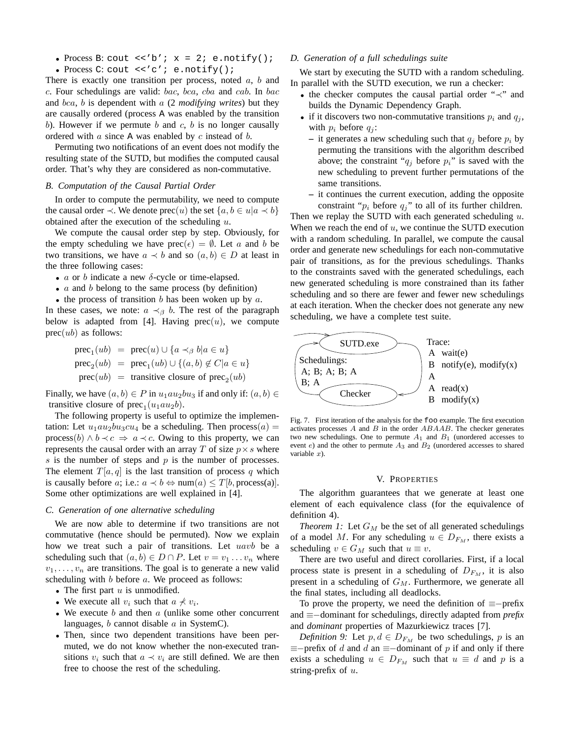- Process B: `cout <<'b'; x = 2; e.notify();`
- Process C: `cout <<'c'; e.notify();`

There is exactly one transition per process, noted $a$, $b$ and $c$. Four schedulings are valid: $bac$, $bca$, $cba$ and $cab$. In $bac$ and $bca$, $b$ is dependent with $a$ (2 *modifying writes*) but they are causally ordered (process A was enabled by the transition $b$). However if we permute $b$ and $c$, $b$ is no longer causally ordered with $a$ since A was enabled by $c$ instead of $b$.

Permuting two notifications of an event does not modify the resulting state of the SUTD, but modifies the computed causal order. That's why they are considered as non-commutative.

### B. Computation of the Causal Partial Order

In order to compute the permutability, we need to compute the causal order $\prec$. We denote $\text{prec}(u)$ the set $\{a, b \in u | a \prec b\}$ obtained after the execution of the scheduling $u$.

We compute the causal order step by step. Obviously, for the empty scheduling we have $\text{prec}(\epsilon) = \emptyset$. Let $a$ and $b$ be two transitions, we have $a \prec b$ and so $(a, b) \in D$ at least in the three following cases:

- $a$ or $b$ indicate a new $\delta$-cycle or time-elapsed.
- $a$ and $b$ belong to the same process (by definition)
- the process of transition $b$ has been woken up by $a$.

In these cases, we note: $a \prec_\beta b$. The rest of the paragraph below is adapted from [4]. Having $\text{prec}(u)$, we compute $\text{prec}(ub)$ as follows:

$$
\begin{aligned}
\text{prec}_1(ub) &= \text{prec}(u) \cup \{a \prec_\beta b | a \in u\} \\
\text{prec}_2(ub) &= \text{prec}_1(ub) \cup \{(a, b) \notin C | a \in u\} \\
\text{prec}(ub) &= \text{transitive closure of } \text{prec}_2(ub)
\end{aligned}
$$

Finally, we have $(a, b) \in P$ in $u_1 a u_2 b u_3$ if and only if: $(a, b) \in$ transitive closure of $\text{prec}_1(u_1 a u_2 b)$.

The following property is useful to optimize the implementation: Let $u_1 a u_2 b u_3 c u_4$ be a scheduling. Then $\text{process}(a) = \text{process}(b) \wedge b \prec c \Rightarrow a \prec c$. Owing to this property, we can represents the causal order with an array $T$ of size $p \times s$ where $s$ is the number of steps and $p$ is the number of processes. The element $T[a, q]$ is the last transition of process $q$ which is causally before $a$; i.e.: $a \prec b \Leftrightarrow \text{num}(a) \leq T[b, \text{process(a)}]$. Some other optimizations are well explained in [4].

### C. Generation of one alternative scheduling

We are now able to determine if two transitions are not commutative (hence should be permuted). Now we explain how we treat such a pair of transitions. Let $uavb$ be a scheduling such that $(a, b) \in D \cap P$. Let $v = v_1 \dots v_n$ where $v_1, \dots, v_n$ are transitions. The goal is to generate a new valid scheduling with $b$ before $a$. We proceed as follows:

- The first part $u$ is unmodified.
- We execute all $v_i$ such that $a \not\prec v_i$.
- We execute $b$ and then $a$ (unlike some other concurrent languages, $b$ cannot disable $a$ in SystemC).
- Then, since two dependent transitions have been permuted, we do not know whether the non-executed transitions $v_i$ such that $a \prec v_i$ are still defined. We are then free to choose the rest of the scheduling.

### D. Generation of a full schedulings suite

We start by executing the SUTD with a random scheduling. In parallel with the SUTD execution, we run a checker:

- the checker computes the causal partial order "$\prec$" and builds the Dynamic Dependency Graph.
- if it discovers two non-commutative transitions $p_i$ and $q_j$, with $p_i$ before $q_j$:
  - it generates a new scheduling such that $q_j$ before $p_i$ by permuting the transitions with the algorithm described above; the constraint "$q_j$ before $p_i$" is saved with the new scheduling to prevent further permutations of the same transitions.
  - it continues the current execution, adding the opposite constraint "$p_i$ before $q_j$" to all of its further children.

Then we replay the SUTD with each generated scheduling $u$. When we reach the end of $u$, we continue the SUTD execution with a random scheduling. In parallel, we compute the causal order and generate new schedulings for each non-commutative pair of transitions, as for the previous schedulings. Thanks to the constraints saved with the generated schedulings, each new generated scheduling is more constrained than its father scheduling and so there are fewer and fewer new schedulings at each iteration. When the checker does not generate any new scheduling, we have a complete test suite.

SUTD.exe — Checker

Schedulings:
A; B; A; B; A
B; A

Trace:
A wait(e)
B notify(e), modify(x)
A
A read(x)
B modify(x)

Fig. 7. First iteration of the analysis for the `foo` example. The first execution activates processes $A$ and $B$ in the order $ABAAB$. The checker generates two new schedulings. One to permute $A_1$ and $B_1$ (unordered accesses to event $e$) and the other to permute $A_3$ and $B_2$ (unordered accesses to shared variable $x$).

## V. Properties

The algorithm guarantees that we generate at least one element of each equivalence class (for the equivalence of definition 4).

*Theorem 1:* Let $G_M$ be the set of all generated schedulings of a model $M$. For any scheduling $u \in D_{F_M}$, there exists a scheduling $v \in G_M$ such that $u \equiv v$.

There are two useful and direct corollaries. First, if a local process state is present in a scheduling of $D_{F_M}$, it is also present in a scheduling of $G_M$. Furthermore, we generate all the final states, including all deadlocks.

To prove the property, we need the definition of $\equiv-$prefix and $\equiv-$dominant for schedulings, directly adapted from *prefix* and *dominant* properties of Mazurkiewicz traces [7].

*Definition 9:* Let $p, d \in D_{F_M}$ be two schedulings, $p$ is an $\equiv-$prefix of $d$ and $d$ an $\equiv-$dominant of $p$ if and only if there exists a scheduling $u \in D_{F_M}$ such that $u \equiv d$ and $p$ is a string-prefix of $u$.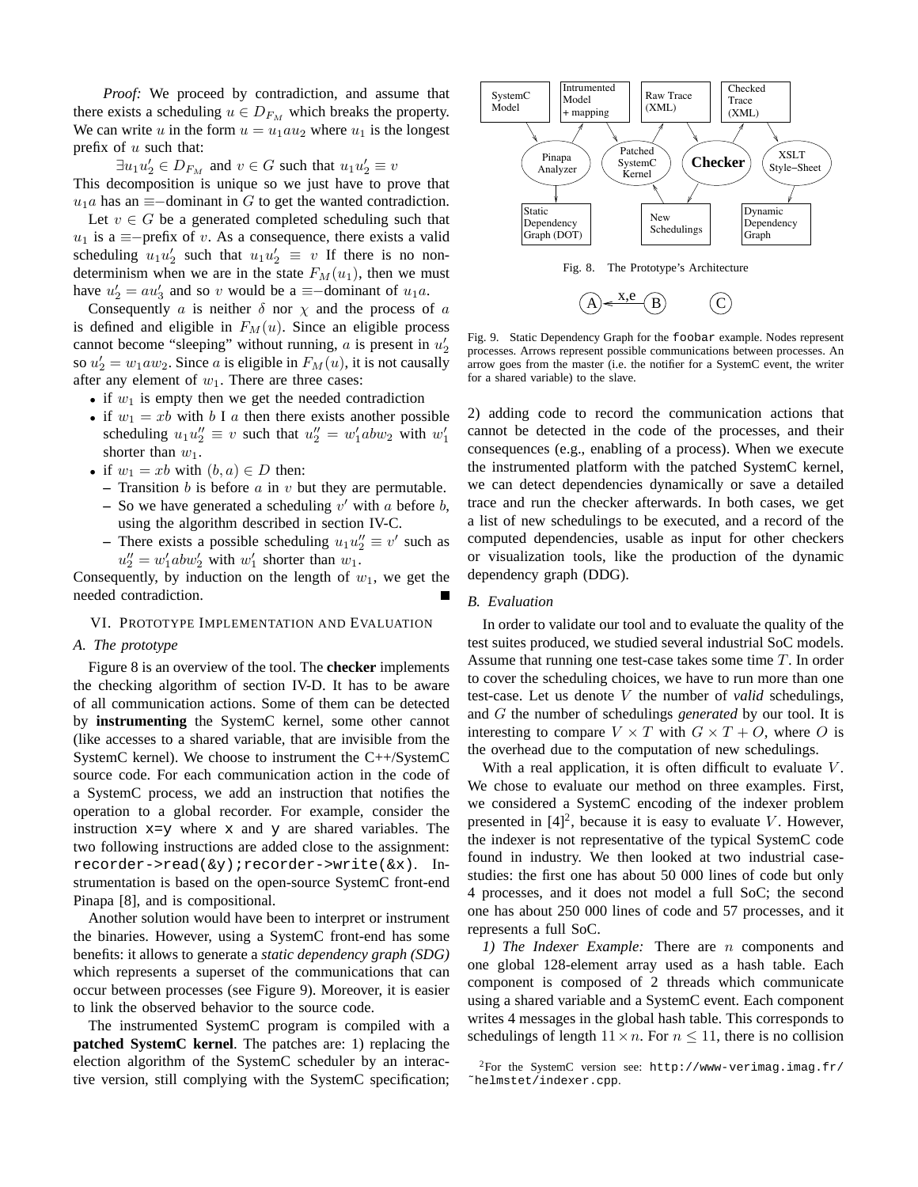*Proof:* We proceed by contradiction, and assume that there exists a scheduling $u \in D_{F_M}$ which breaks the property. We can write $u$ in the form $u = u_1 a u_2$ where $u_1$ is the longest prefix of $u$ such that:

$$\exists u_1 u_2' \in D_{F_M} \text{ and } v \in G \text{ such that } u_1 u_2' \equiv v$$

This decomposition is unique so we just have to prove that $u_1 a$ has an $\equiv$−dominant in $G$ to get the wanted contradiction.

Let $v \in G$ be a generated completed scheduling such that $u_1$ is a $\equiv$−prefix of $v$. As a consequence, there exists a valid scheduling $u_1 u_2'$ such that $u_1 u_2' \equiv v$ If there is no non-determinism when we are in the state $F_M(u_1)$, then we must have $u_2' = a u_3'$ and so $v$ would be a $\equiv$−dominant of $u_1 a$.

Consequently $a$ is neither $\delta$ nor $\chi$ and the process of $a$ is defined and eligible in $F_M(u)$. Since an eligible process cannot become "sleeping" without running, $a$ is present in $u_2'$ so $u_2' = w_1 a w_2$. Since $a$ is eligible in $F_M(u)$, it is not causally after any element of $w_1$. There are three cases:

- if $w_1$ is empty then we get the needed contradiction
- if $w_1 = xb$ with $b \; I \; a$ then there exists another possible scheduling $u_1 u_2'' \equiv v$ such that $u_2'' = w_1' a b w_2$ with $w_1'$ shorter than $w_1$.
- if $w_1 = xb$ with $(b, a) \in D$ then:
  - Transition $b$ is before $a$ in $v$ but they are permutable.
  - So we have generated a scheduling $v'$ with $a$ before $b$, using the algorithm described in section IV-C.
  - There exists a possible scheduling $u_1 u_2'' \equiv v'$ such as $u_2'' = w_1' a b w_2'$ with $w_1'$ shorter than $w_1$.

Consequently, by induction on the length of $w_1$, we get the needed contradiction. ∎

## VI. Prototype Implementation and Evaluation

### A. The prototype

Figure 8 is an overview of the tool. The **checker** implements the checking algorithm of section IV-D. It has to be aware of all communication actions. Some of them can be detected by **instrumenting** the SystemC kernel, some other cannot (like accesses to a shared variable, that are invisible from the SystemC kernel). We choose to instrument the C++/SystemC source code. For each communication action in the code of a SystemC process, we add an instruction that notifies the operation to a global recorder. For example, consider the instruction `x=y` where `x` and `y` are shared variables. The two following instructions are added close to the assignment: `recorder->read(&y);recorder->write(&x)`. Instrumentation is based on the open-source SystemC front-end Pinapa [8], and is compositional.

Another solution would have been to interpret or instrument the binaries. However, using a SystemC front-end has some benefits: it allows to generate a *static dependency graph (SDG)* which represents a superset of the communications that can occur between processes (see Figure 9). Moreover, it is easier to link the observed behavior to the source code.

The instrumented SystemC program is compiled with a **patched SystemC kernel**. The patches are: 1) replacing the election algorithm of the SystemC scheduler by an interactive version, still complying with the SystemC specification; 2) adding code to record the communication actions that cannot be detected in the code of the processes, and their consequences (e.g., enabling of a process). When we execute the instrumented platform with the patched SystemC kernel, we can detect dependencies dynamically or save a detailed trace and run the checker afterwards. In both cases, we get a list of new schedulings to be executed, and a record of the computed dependencies, usable as input for other checkers or visualization tools, like the production of the dynamic dependency graph (DDG).

SystemC Model | Intrumented Model + mapping | Raw Trace (XML) | Checked Trace (XML)
Pinapa Analyzer | Patched SystemC Kernel | **Checker** | XSLT Style–Sheet
Static Dependency Graph (DOT) | New Schedulings | Dynamic Dependency Graph

Fig. 8. The Prototype's Architecture

A ← x,e — B    C

Fig. 9. Static Dependency Graph for the `foobar` example. Nodes represent processes. Arrows represent possible communications between processes. An arrow goes from the master (i.e. the notifier for a SystemC event, the writer for a shared variable) to the slave.

### B. Evaluation

In order to validate our tool and to evaluate the quality of the test suites produced, we studied several industrial SoC models. Assume that running one test-case takes some time $T$. In order to cover the scheduling choices, we have to run more than one test-case. Let us denote $V$ the number of *valid* schedulings, and $G$ the number of schedulings *generated* by our tool. It is interesting to compare $V \times T$ with $G \times T + O$, where $O$ is the overhead due to the computation of new schedulings.

With a real application, it is often difficult to evaluate $V$. We chose to evaluate our method on three examples. First, we considered a SystemC encoding of the indexer problem presented in [4][2], because it is easy to evaluate $V$. However, the indexer is not representative of the typical SystemC code found in industry. We then looked at two industrial case-studies: the first one has about 50 000 lines of code but only 4 processes, and it does not model a full SoC; the second one has about 250 000 lines of code and 57 processes, and it represents a full SoC.

*1) The Indexer Example:* There are $n$ components and one global 128-element array used as a hash table. Each component is composed of 2 threads which communicate using a shared variable and a SystemC event. Each component writes 4 messages in the global hash table. This corresponds to schedulings of length $11 \times n$. For $n \leq 11$, there is no collision

[2] For the SystemC version see: `http://www-verimag.imag.fr/~helmstet/indexer.cpp`.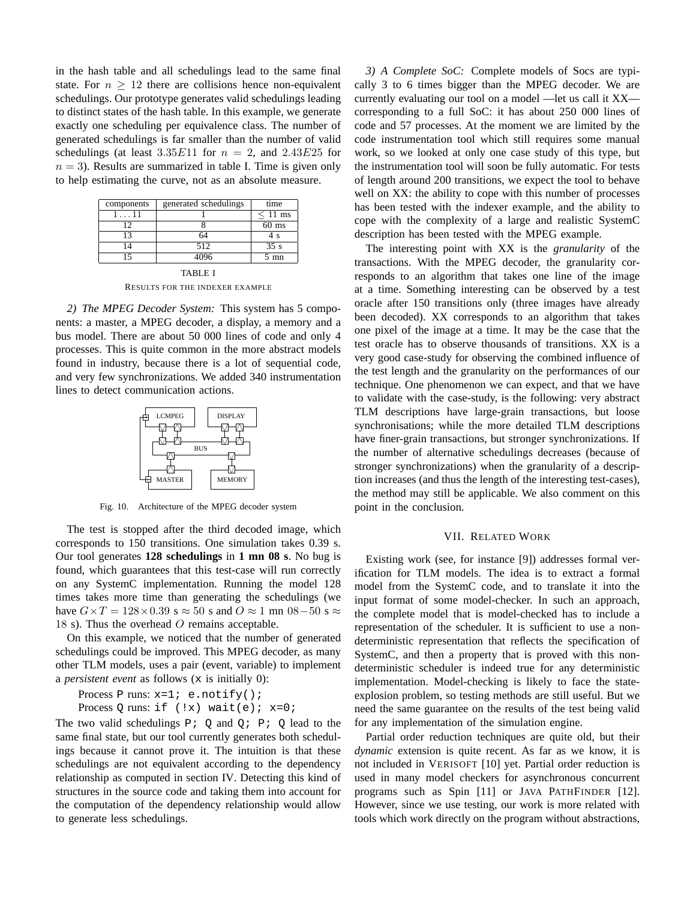in the hash table and all schedulings lead to the same final state. For $n \geq 12$ there are collisions hence non-equivalent schedulings. Our prototype generates valid schedulings leading to distinct states of the hash table. In this example, we generate exactly one scheduling per equivalence class. The number of generated schedulings is far smaller than the number of valid schedulings (at least $3.35E11$ for $n = 2$, and $2.43E25$ for $n = 3$). Results are summarized in table I. Time is given only to help estimating the curve, not as an absolute measure.

| components | generated schedulings | time |
|---|---|---|
| $1 \ldots 11$ | 1 | $\leq 11$ ms |
| 12 | 8 | 60 ms |
| 13 | 64 | 4 s |
| 14 | 512 | 35 s |
| 15 | 4096 | 5 mn |

TABLE I
RESULTS FOR THE INDEXER EXAMPLE

*2) The MPEG Decoder System:* This system has 5 components: a master, a MPEG decoder, a display, a memory and a bus model. There are about 50 000 lines of code and only 4 processes. This is quite common in the more abstract models found in industry, because there is a lot of sequential code, and very few synchronizations. We added 340 instrumentation lines to detect communication actions.

Fig. 10. Architecture of the MPEG decoder system

The test is stopped after the third decoded image, which corresponds to 150 transitions. One simulation takes 0.39 s. Our tool generates **128 schedulings** in **1 mn 08 s**. No bug is found, which guarantees that this test-case will run correctly on any SystemC implementation. Running the model 128 times takes more time than generating the schedulings (we have $G \times T = 128 \times 0.39$ s $\approx 50$ s and $O \approx 1$ mn $08 - 50$ s $\approx 18$ s). Thus the overhead $O$ remains acceptable.

On this example, we noticed that the number of generated schedulings could be improved. This MPEG decoder, as many other TLM models, uses a pair (event, variable) to implement a *persistent event* as follows (`x` is initially 0):

Process P runs: `x=1; e.notify();`
Process Q runs: `if (!x) wait(e); x=0;`

The two valid schedulings `P; Q` and `Q; P; Q` lead to the same final state, but our tool currently generates both schedulings because it cannot prove it. The intuition is that these schedulings are not equivalent according to the dependency relationship as computed in section IV. Detecting this kind of structures in the source code and taking them into account for the computation of the dependency relationship would allow to generate less schedulings.

*3) A Complete SoC:* Complete models of Socs are typically 3 to 6 times bigger than the MPEG decoder. We are currently evaluating our tool on a model —let us call it XX— corresponding to a full SoC: it has about 250 000 lines of code and 57 processes. At the moment we are limited by the code instrumentation tool which still requires some manual work, so we looked at only one case study of this type, but the instrumentation tool will soon be fully automatic. For tests of length around 200 transitions, we expect the tool to behave well on XX: the ability to cope with this number of processes has been tested with the indexer example, and the ability to cope with the complexity of a large and realistic SystemC description has been tested with the MPEG example.

The interesting point with XX is the *granularity* of the transactions. With the MPEG decoder, the granularity corresponds to an algorithm that takes one line of the image at a time. Something interesting can be observed by a test oracle after 150 transitions only (three images have already been decoded). XX corresponds to an algorithm that takes one pixel of the image at a time. It may be the case that the test oracle has to observe thousands of transitions. XX is a very good case-study for observing the combined influence of the test length and the granularity on the performances of our technique. One phenomenon we can expect, and that we have to validate with the case-study, is the following: very abstract TLM descriptions have large-grain transactions, but loose synchronisations; while the more detailed TLM descriptions have finer-grain transactions, but stronger synchronizations. If the number of alternative schedulings decreases (because of stronger synchronizations) when the granularity of a description increases (and thus the length of the interesting test-cases), the method may still be applicable. We also comment on this point in the conclusion.

## VII. RELATED WORK

Existing work (see, for instance [9]) addresses formal verification for TLM models. The idea is to extract a formal model from the SystemC code, and to translate it into the input format of some model-checker. In such an approach, the complete model that is model-checked has to include a representation of the scheduler. It is sufficient to use a non-deterministic representation that reflects the specification of SystemC, and then a property that is proved with this non-deterministic scheduler is indeed true for any deterministic implementation. Model-checking is likely to face the state-explosion problem, so testing methods are still useful. But we need the same guarantee on the results of the test being valid for any implementation of the simulation engine.

Partial order reduction techniques are quite old, but their *dynamic* extension is quite recent. As far as we know, it is not included in VERISOFT [10] yet. Partial order reduction is used in many model checkers for asynchronous concurrent programs such as Spin [11] or JAVA PATHFINDER [12]. However, since we use testing, our work is more related with tools which work directly on the program without abstractions,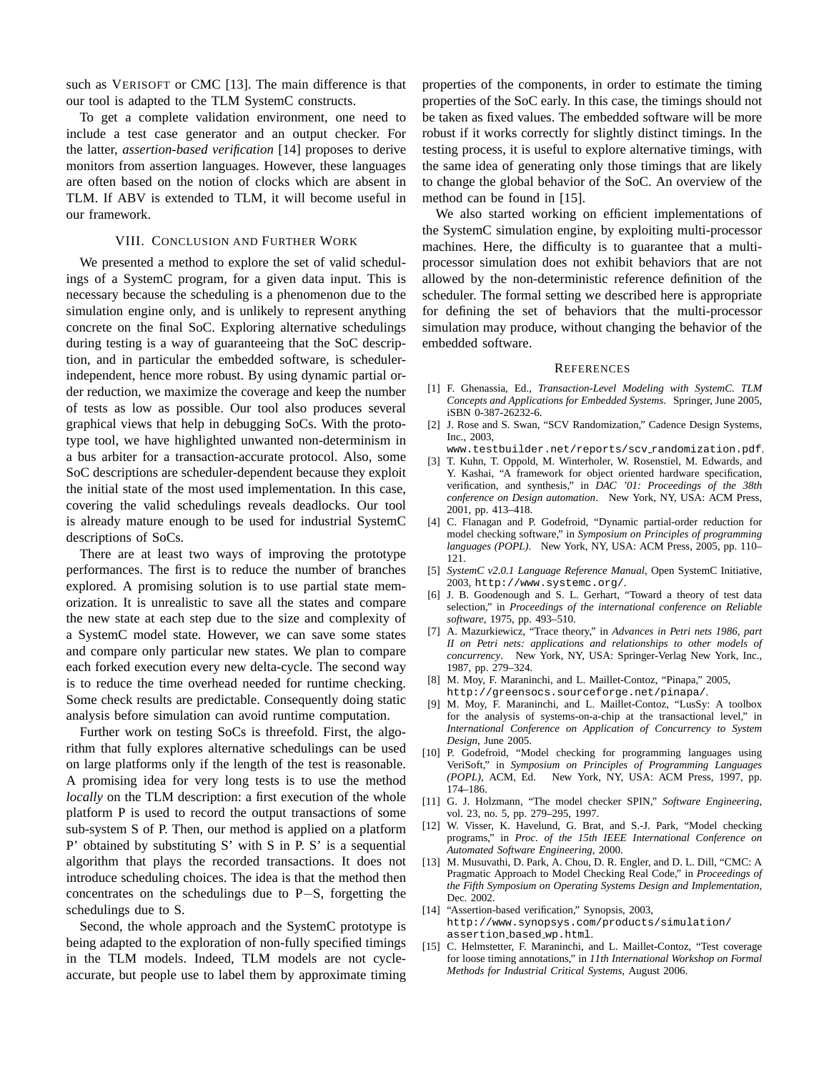such as VERISOFT or CMC [13]. The main difference is that our tool is adapted to the TLM SystemC constructs.

To get a complete validation environment, one need to include a test case generator and an output checker. For the latter, *assertion-based verification* [14] proposes to derive monitors from assertion languages. However, these languages are often based on the notion of clocks which are absent in TLM. If ABV is extended to TLM, it will become useful in our framework.

## VIII. Conclusion and Further Work

We presented a method to explore the set of valid schedulings of a SystemC program, for a given data input. This is necessary because the scheduling is a phenomenon due to the simulation engine only, and is unlikely to represent anything concrete on the final SoC. Exploring alternative schedulings during testing is a way of guaranteeing that the SoC description, and in particular the embedded software, is scheduler-independent, hence more robust. By using dynamic partial order reduction, we maximize the coverage and keep the number of tests as low as possible. Our tool also produces several graphical views that help in debugging SoCs. With the prototype tool, we have highlighted unwanted non-determinism in a bus arbiter for a transaction-accurate protocol. Also, some SoC descriptions are scheduler-dependent because they exploit the initial state of the most used implementation. In this case, covering the valid schedulings reveals deadlocks. Our tool is already mature enough to be used for industrial SystemC descriptions of SoCs.

There are at least two ways of improving the prototype performances. The first is to reduce the number of branches explored. A promising solution is to use partial state memorization. It is unrealistic to save all the states and compare the new state at each step due to the size and complexity of a SystemC model state. However, we can save some states and compare only particular new states. We plan to compare each forked execution every new delta-cycle. The second way is to reduce the time overhead needed for runtime checking. Some check results are predictable. Consequently doing static analysis before simulation can avoid runtime computation.

Further work on testing SoCs is threefold. First, the algorithm that fully explores alternative schedulings can be used on large platforms only if the length of the test is reasonable. A promising idea for very long tests is to use the method *locally* on the TLM description: a first execution of the whole platform P is used to record the output transactions of some sub-system S of P. Then, our method is applied on a platform P' obtained by substituting S' with S in P. S' is a sequential algorithm that plays the recorded transactions. It does not introduce scheduling choices. The idea is that the method then concentrates on the schedulings due to P−S, forgetting the schedulings due to S.

Second, the whole approach and the SystemC prototype is being adapted to the exploration of non-fully specified timings in the TLM models. Indeed, TLM models are not cycle-accurate, but people use to label them by approximate timing properties of the components, in order to estimate the timing properties of the SoC early. In this case, the timings should not be taken as fixed values. The embedded software will be more robust if it works correctly for slightly distinct timings. In the testing process, it is useful to explore alternative timings, with the same idea of generating only those timings that are likely to change the global behavior of the SoC. An overview of the method can be found in [15].

We also started working on efficient implementations of the SystemC simulation engine, by exploiting multi-processor machines. Here, the difficulty is to guarantee that a multi-processor simulation does not exhibit behaviors that are not allowed by the non-deterministic reference definition of the scheduler. The formal setting we described here is appropriate for defining the set of behaviors that the multi-processor simulation may produce, without changing the behavior of the embedded software.

## References

[1] F. Ghenassia, Ed., *Transaction-Level Modeling with SystemC. TLM Concepts and Applications for Embedded Systems*. Springer, June 2005, iSBN 0-387-26232-6.

[2] J. Rose and S. Swan, "SCV Randomization," Cadence Design Systems, Inc., 2003, www.testbuilder.net/reports/scv_randomization.pdf.

[3] T. Kuhn, T. Oppold, M. Winterholer, W. Rosenstiel, M. Edwards, and Y. Kashai, "A framework for object oriented hardware specification, verification, and synthesis," in *DAC '01: Proceedings of the 38th conference on Design automation*. New York, NY, USA: ACM Press, 2001, pp. 413–418.

[4] C. Flanagan and P. Godefroid, "Dynamic partial-order reduction for model checking software," in *Symposium on Principles of programming languages (POPL)*. New York, NY, USA: ACM Press, 2005, pp. 110–121.

[5] *SystemC v2.0.1 Language Reference Manual*, Open SystemC Initiative, 2003, http://www.systemc.org/.

[6] J. B. Goodenough and S. L. Gerhart, "Toward a theory of test data selection," in *Proceedings of the international conference on Reliable software*, 1975, pp. 493–510.

[7] A. Mazurkiewicz, "Trace theory," in *Advances in Petri nets 1986, part II on Petri nets: applications and relationships to other models of concurrency*. New York, NY, USA: Springer-Verlag New York, Inc., 1987, pp. 279–324.

[8] M. Moy, F. Maraninchi, and L. Maillet-Contoz, "Pinapa," 2005, http://greensocs.sourceforge.net/pinapa/.

[9] M. Moy, F. Maraninchi, and L. Maillet-Contoz, "LusSy: A toolbox for the analysis of systems-on-a-chip at the transactional level," in *International Conference on Application of Concurrency to System Design*, June 2005.

[10] P. Godefroid, "Model checking for programming languages using VeriSoft," in *Symposium on Principles of Programming Languages (POPL)*, ACM, Ed. New York, NY, USA: ACM Press, 1997, pp. 174–186.

[11] G. J. Holzmann, "The model checker SPIN," *Software Engineering*, vol. 23, no. 5, pp. 279–295, 1997.

[12] W. Visser, K. Havelund, G. Brat, and S.-J. Park, "Model checking programs," in *Proc. of the 15th IEEE International Conference on Automated Software Engineering*, 2000.

[13] M. Musuvathi, D. Park, A. Chou, D. R. Engler, and D. L. Dill, "CMC: A Pragmatic Approach to Model Checking Real Code," in *Proceedings of the Fifth Symposium on Operating Systems Design and Implementation*, Dec. 2002.

[14] "Assertion-based verification," Synopsis, 2003, http://www.synopsys.com/products/simulation/assertion_based_wp.html.

[15] C. Helmstetter, F. Maraninchi, and L. Maillet-Contoz, "Test coverage for loose timing annotations," in *11th International Workshop on Formal Methods for Industrial Critical Systems*, August 2006.